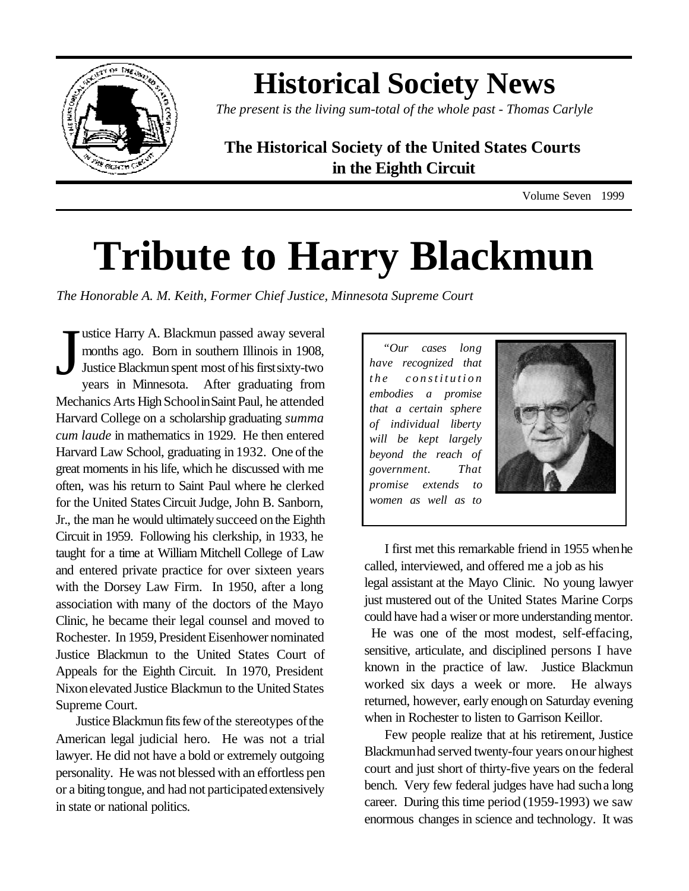# Historical Society News

*The present is the living sum-total of the whole past - Thomas Carlyle*

**The Historical Society of the United States Courts in the Eighth Circuit**

Volume Seven 1999

# Tribute to Harry Blackmun

*The Honorable A. M. Keith, Former Chief Justice, Minnesota Supreme Court*

Justice Harry A. Blackmun passed away several months ago. Born in southern Illinois in 1908, Justice Blackmun spent most of his first sixty-two years in Minnesota. After graduating from Mechanics Arts High School in Saint Paul, he attended Harvard College on a scholarship graduating *summa cum laude* in mathematics in 1929. He then entered Harvard Law School, graduating in 1932. One of the great moments in his life, which he discussed with me often, was his return to Saint Paul where he clerked for the United States Circuit Judge, John B. Sanborn, Jr., the man he would ultimately succeed on the Eighth Circuit in 1959. Following his clerkship, in 1933, he taught for a time at William Mitchell College of Law and entered private practice for over sixteen years with the Dorsey Law Firm. In 1950, after a long association with many of the doctors of the Mayo Clinic, he became their legal counsel and moved to Rochester. In 1959, President Eisenhower nominated Justice Blackmun to the United States Court of Appeals for the Eighth Circuit. In 1970, President Nixon elevated Justice Blackmun to the United States Supreme Court.

Justice Blackmun fits few of the stereotypes of the American legal judicial hero. He was not a trial lawyer. He did not have a bold or extremely outgoing personality. He was not blessed with an effortless pen or a biting tongue, and had not participated extensively in state or national politics.

*"Our cases long have recognized that the constitution embodies a promise that a certain sphere of individual liberty will be kept largely beyond the reach of government. That promise extends to women as well as to*

I first met this remarkable friend in 1955 when he called, interviewed, and offered me a job as his legal assistant at the Mayo Clinic. No young lawyer just mustered out of the United States Marine Corps could have had a wiser or more understanding mentor. He was one of the most modest, self-effacing, sensitive, articulate, and disciplined persons I have known in the practice of law. Justice Blackmun worked six days a week or more. He always returned, however, early enough on Saturday evening when in Rochester to listen to Garrison Keillor.

Few people realize that at his retirement, Justice Blackmun had served twenty-four years on our highest court and just short of thirty-five years on the federal bench. Very few federal judges have had such a long career. During this time period (1959-1993) we saw enormous changes in science and technology. It was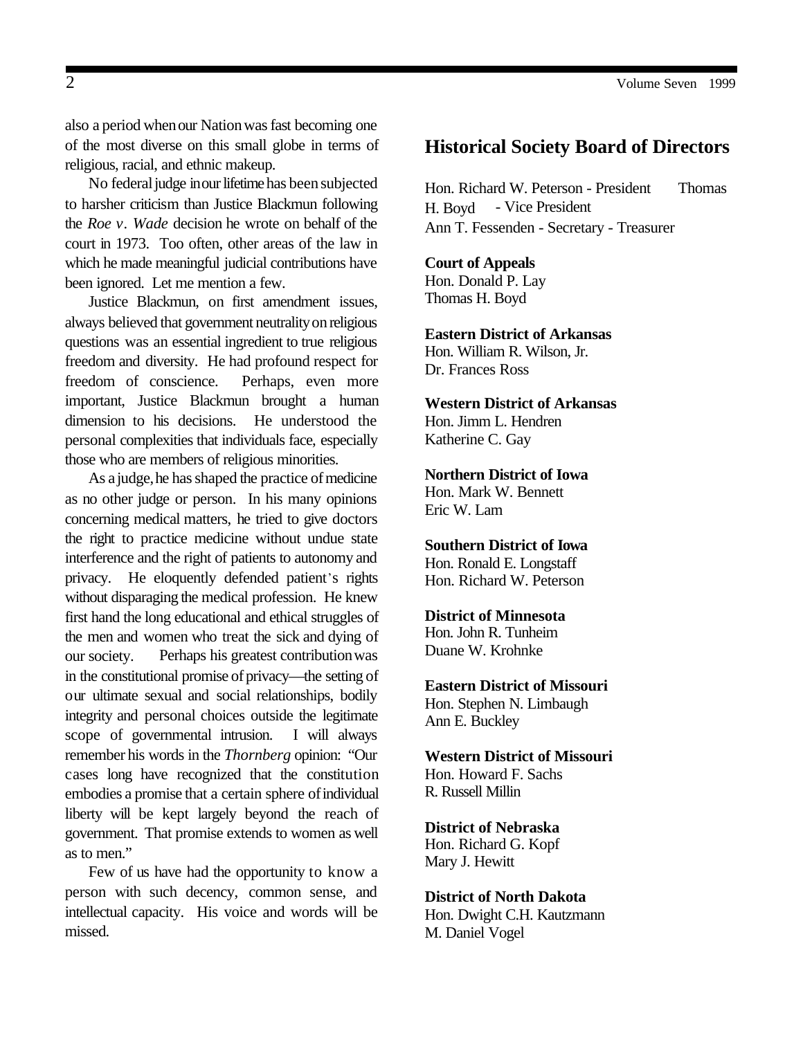also a period when our Nation was fast becoming one of the most diverse on this small globe in terms of religious, racial, and ethnic makeup.

No federal judge in our lifetime has been subjected to harsher criticism than Justice Blackmun following the *Roe v. Wade* decision he wrote on behalf of the court in 1973. Too often, other areas of the law in which he made meaningful judicial contributions have been ignored. Let me mention a few.

Justice Blackmun, on first amendment issues, always believed that government neutrality on religious questions was an essential ingredient to true religious freedom and diversity. He had profound respect for freedom of conscience. Perhaps, even more important, Justice Blackmun brought a human dimension to his decisions. He understood the personal complexities that individuals face, especially those who are members of religious minorities.

As a judge, he has shaped the practice of medicine as no other judge or person. In his many opinions concerning medical matters, he tried to give doctors the right to practice medicine without undue state interference and the right of patients to autonomy and privacy. He eloquently defended patient's rights without disparaging the medical profession. He knew first hand the long educational and ethical struggles of the men and women who treat the sick and dying of our society. Perhaps his greatest contribution was in the constitutional promise of privacy—the setting of our ultimate sexual and social relationships, bodily integrity and personal choices outside the legitimate scope of governmental intrusion. I will always remember his words in the *Thornberg* opinion: "Our cases long have recognized that the constitution embodies a promise that a certain sphere of individual liberty will be kept largely beyond the reach of government. That promise extends to women as well as to men."

Few of us have had the opportunity to know a person with such decency, common sense, and intellectual capacity. His voice and words will be missed.

## Historical Society Board of Directors

Hon. Richard W. Peterson - President
Thomas H. Boyd - Vice President
Ann T. Fessenden - Secretary - Treasurer

**Court of Appeals**
Hon. Donald P. Lay
Thomas H. Boyd

**Eastern District of Arkansas**
Hon. William R. Wilson, Jr.
Dr. Frances Ross

**Western District of Arkansas**
Hon. Jimm L. Hendren
Katherine C. Gay

**Northern District of Iowa**
Hon. Mark W. Bennett
Eric W. Lam

**Southern District of Iowa**
Hon. Ronald E. Longstaff
Hon. Richard W. Peterson

**District of Minnesota**
Hon. John R. Tunheim
Duane W. Krohnke

**Eastern District of Missouri**
Hon. Stephen N. Limbaugh
Ann E. Buckley

**Western District of Missouri**
Hon. Howard F. Sachs
R. Russell Millin

**District of Nebraska**
Hon. Richard G. Kopf
Mary J. Hewitt

**District of North Dakota**
Hon. Dwight C.H. Kautzmann
M. Daniel Vogel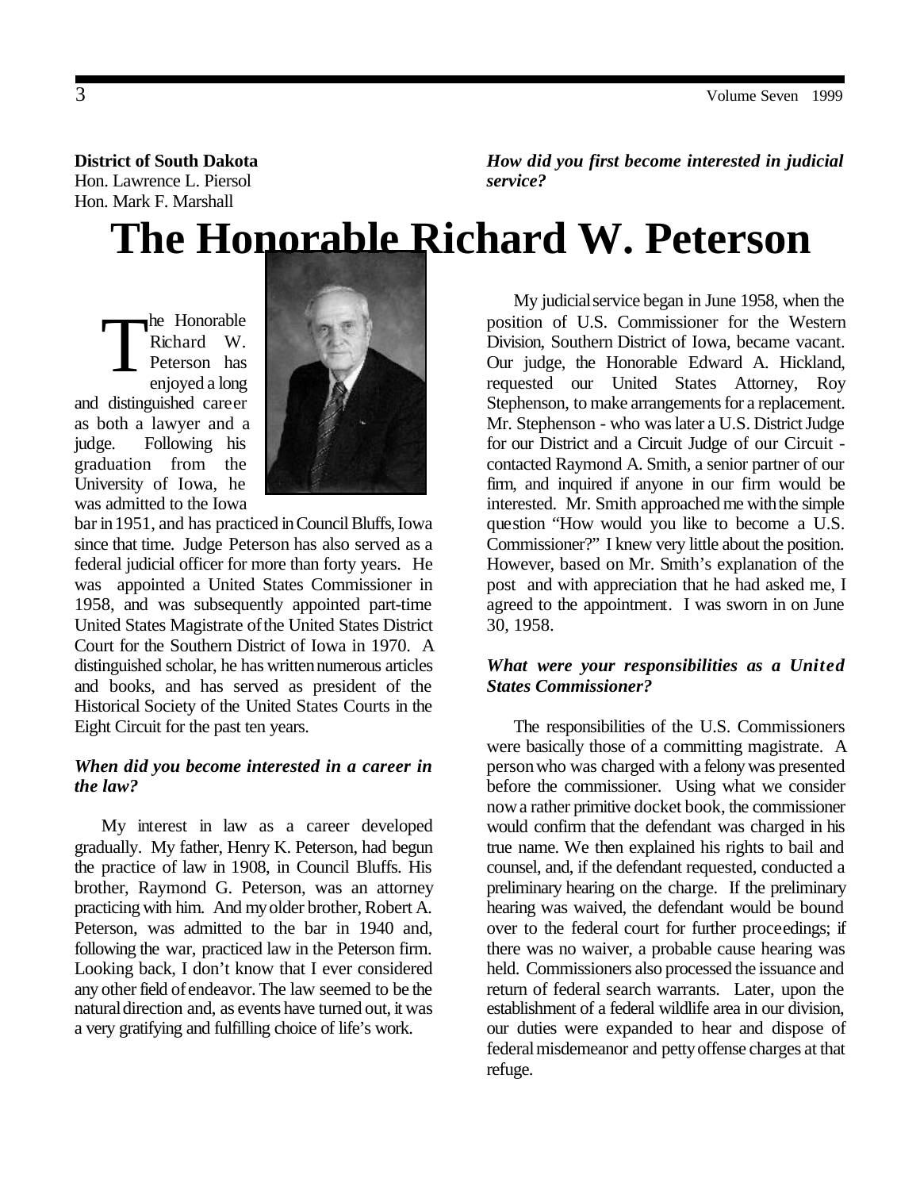**District of South Dakota**
Hon. Lawrence L. Piersol
Hon. Mark F. Marshall

# The Honorable Richard W. Peterson

The Honorable Richard W. Peterson has enjoyed a long and distinguished career as both a lawyer and a judge. Following his graduation from the University of Iowa, he was admitted to the Iowa bar in 1951, and has practiced in Council Bluffs, Iowa since that time. Judge Peterson has also served as a federal judicial officer for more than forty years. He was appointed a United States Commissioner in 1958, and was subsequently appointed part-time United States Magistrate of the United States District Court for the Southern District of Iowa in 1970. A distinguished scholar, he has written numerous articles and books, and has served as president of the Historical Society of the United States Courts in the Eight Circuit for the past ten years.

***When did you become interested in a career in the law?***

My interest in law as a career developed gradually. My father, Henry K. Peterson, had begun the practice of law in 1908, in Council Bluffs. His brother, Raymond G. Peterson, was an attorney practicing with him. And my older brother, Robert A. Peterson, was admitted to the bar in 1940 and, following the war, practiced law in the Peterson firm. Looking back, I don't know that I ever considered any other field of endeavor. The law seemed to be the natural direction and, as events have turned out, it was a very gratifying and fulfilling choice of life's work.

***How did you first become interested in judicial service?***

My judicial service began in June 1958, when the position of U.S. Commissioner for the Western Division, Southern District of Iowa, became vacant. Our judge, the Honorable Edward A. Hickland, requested our United States Attorney, Roy Stephenson, to make arrangements for a replacement. Mr. Stephenson - who was later a U.S. District Judge for our District and a Circuit Judge of our Circuit - contacted Raymond A. Smith, a senior partner of our firm, and inquired if anyone in our firm would be interested. Mr. Smith approached me with the simple question "How would you like to become a U.S. Commissioner?" I knew very little about the position. However, based on Mr. Smith's explanation of the post and with appreciation that he had asked me, I agreed to the appointment. I was sworn in on June 30, 1958.

***What were your responsibilities as a United States Commissioner?***

The responsibilities of the U.S. Commissioners were basically those of a committing magistrate. A person who was charged with a felony was presented before the commissioner. Using what we consider now a rather primitive docket book, the commissioner would confirm that the defendant was charged in his true name. We then explained his rights to bail and counsel, and, if the defendant requested, conducted a preliminary hearing on the charge. If the preliminary hearing was waived, the defendant would be bound over to the federal court for further proceedings; if there was no waiver, a probable cause hearing was held. Commissioners also processed the issuance and return of federal search warrants. Later, upon the establishment of a federal wildlife area in our division, our duties were expanded to hear and dispose of federal misdemeanor and petty offense charges at that refuge.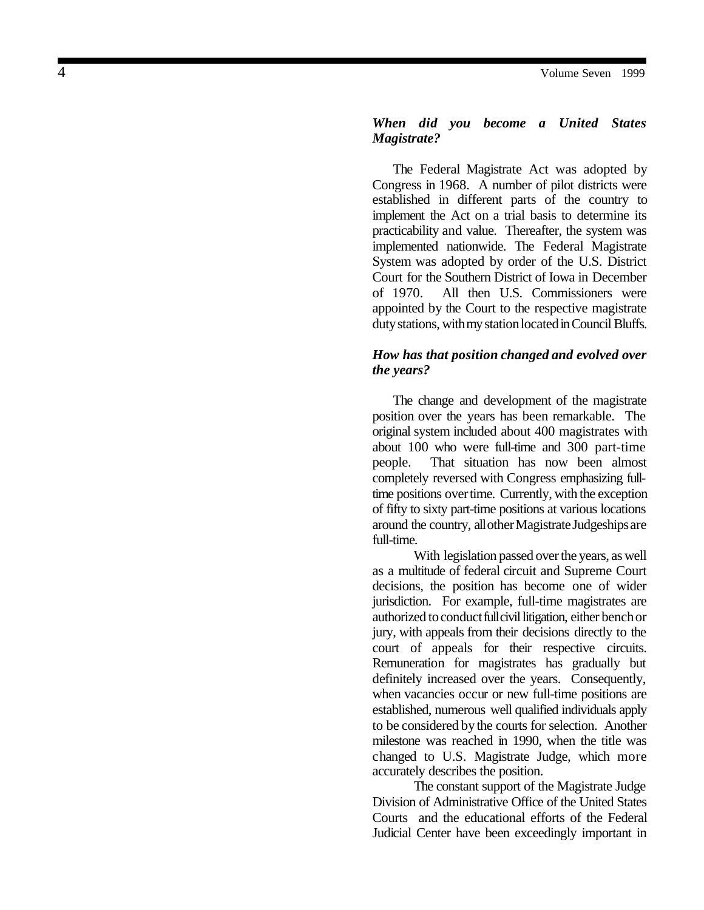***When did you become a United States Magistrate?***

The Federal Magistrate Act was adopted by Congress in 1968. A number of pilot districts were established in different parts of the country to implement the Act on a trial basis to determine its practicability and value. Thereafter, the system was implemented nationwide. The Federal Magistrate System was adopted by order of the U.S. District Court for the Southern District of Iowa in December of 1970. All then U.S. Commissioners were appointed by the Court to the respective magistrate duty stations, with my station located in Council Bluffs.

***How has that position changed and evolved over the years?***

The change and development of the magistrate position over the years has been remarkable. The original system included about 400 magistrates with about 100 who were full-time and 300 part-time people. That situation has now been almost completely reversed with Congress emphasizing full-time positions over time. Currently, with the exception of fifty to sixty part-time positions at various locations around the country, all other Magistrate Judgeships are full-time.

With legislation passed over the years, as well as a multitude of federal circuit and Supreme Court decisions, the position has become one of wider jurisdiction. For example, full-time magistrates are authorized to conduct full civil litigation, either bench or jury, with appeals from their decisions directly to the court of appeals for their respective circuits. Remuneration for magistrates has gradually but definitely increased over the years. Consequently, when vacancies occur or new full-time positions are established, numerous well qualified individuals apply to be considered by the courts for selection. Another milestone was reached in 1990, when the title was changed to U.S. Magistrate Judge, which more accurately describes the position.

The constant support of the Magistrate Judge Division of Administrative Office of the United States Courts and the educational efforts of the Federal Judicial Center have been exceedingly important in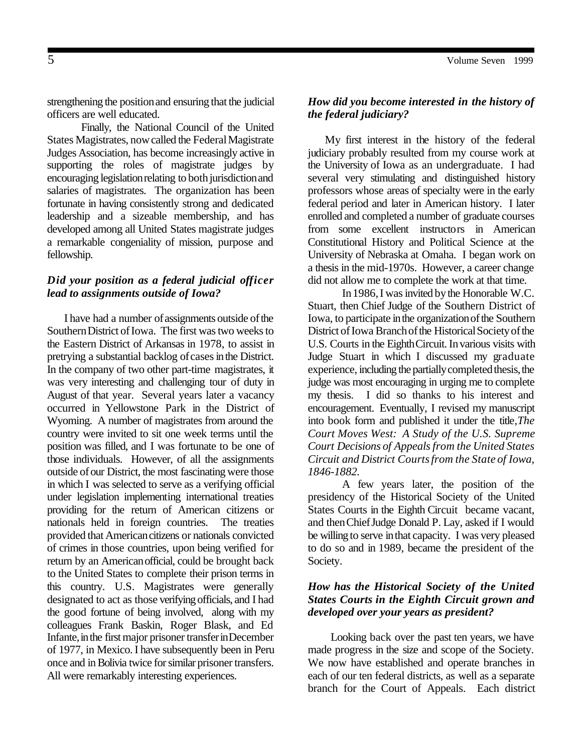strengthening the position and ensuring that the judicial officers are well educated.

Finally, the National Council of the United States Magistrates, now called the Federal Magistrate Judges Association, has become increasingly active in supporting the roles of magistrate judges by encouraging legislation relating to both jurisdiction and salaries of magistrates. The organization has been fortunate in having consistently strong and dedicated leadership and a sizeable membership, and has developed among all United States magistrate judges a remarkable congeniality of mission, purpose and fellowship.

***Did your position as a federal judicial officer lead to assignments outside of Iowa?***

I have had a number of assignments outside of the Southern District of Iowa. The first was two weeks to the Eastern District of Arkansas in 1978, to assist in pretrying a substantial backlog of cases in the District. In the company of two other part-time magistrates, it was very interesting and challenging tour of duty in August of that year. Several years later a vacancy occurred in Yellowstone Park in the District of Wyoming. A number of magistrates from around the country were invited to sit one week terms until the position was filled, and I was fortunate to be one of those individuals. However, of all the assignments outside of our District, the most fascinating were those in which I was selected to serve as a verifying official under legislation implementing international treaties providing for the return of American citizens or nationals held in foreign countries. The treaties provided that American citizens or nationals convicted of crimes in those countries, upon being verified for return by an American official, could be brought back to the United States to complete their prison terms in this country. U.S. Magistrates were generally designated to act as those verifying officials, and I had the good fortune of being involved, along with my colleagues Frank Baskin, Roger Blask, and Ed Infante, in the first major prisoner transfer in December of 1977, in Mexico. I have subsequently been in Peru once and in Bolivia twice for similar prisoner transfers. All were remarkably interesting experiences.

***How did you become interested in the history of the federal judiciary?***

My first interest in the history of the federal judiciary probably resulted from my course work at the University of Iowa as an undergraduate. I had several very stimulating and distinguished history professors whose areas of specialty were in the early federal period and later in American history. I later enrolled and completed a number of graduate courses from some excellent instructors in American Constitutional History and Political Science at the University of Nebraska at Omaha. I began work on a thesis in the mid-1970s. However, a career change did not allow me to complete the work at that time.

In 1986, I was invited by the Honorable W.C. Stuart, then Chief Judge of the Southern District of Iowa, to participate in the organization of the Southern District of Iowa Branch of the Historical Society of the U.S. Courts in the Eighth Circuit. In various visits with Judge Stuart in which I discussed my graduate experience, including the partially completed thesis, the judge was most encouraging in urging me to complete my thesis. I did so thanks to his interest and encouragement. Eventually, I revised my manuscript into book form and published it under the title, *The Court Moves West: A Study of the U.S. Supreme Court Decisions of Appeals from the United States Circuit and District Courts from the State of Iowa, 1846-1882.*

A few years later, the position of the presidency of the Historical Society of the United States Courts in the Eighth Circuit became vacant, and then Chief Judge Donald P. Lay, asked if I would be willing to serve in that capacity. I was very pleased to do so and in 1989, became the president of the Society.

***How has the Historical Society of the United States Courts in the Eighth Circuit grown and developed over your years as president?***

Looking back over the past ten years, we have made progress in the size and scope of the Society. We now have established and operate branches in each of our ten federal districts, as well as a separate branch for the Court of Appeals. Each district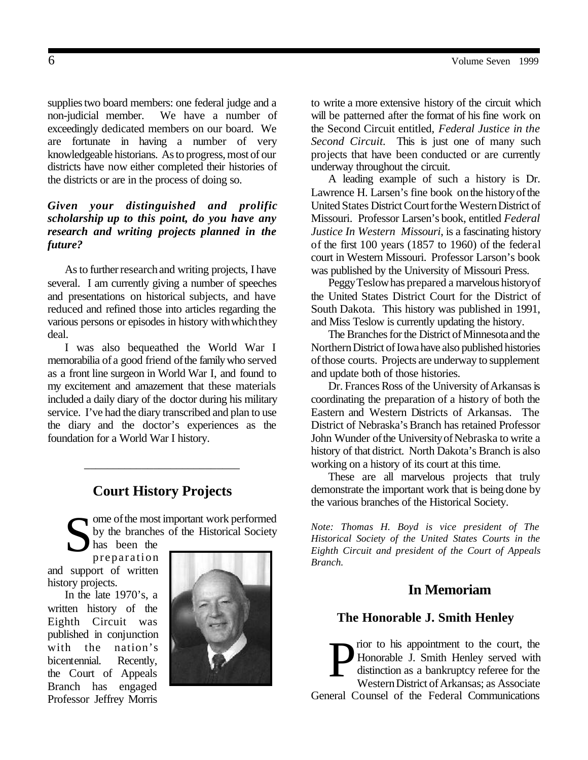supplies two board members: one federal judge and a non-judicial member. We have a number of exceedingly dedicated members on our board. We are fortunate in having a number of very knowledgeable historians. As to progress, most of our districts have now either completed their histories of the districts or are in the process of doing so.

***Given your distinguished and prolific scholarship up to this point, do you have any research and writing projects planned in the future?***

As to further research and writing projects, I have several. I am currently giving a number of speeches and presentations on historical subjects, and have reduced and refined those into articles regarding the various persons or episodes in history with which they deal.

I was also bequeathed the World War I memorabilia of a good friend of the family who served as a front line surgeon in World War I, and found to my excitement and amazement that these materials included a daily diary of the doctor during his military service. I've had the diary transcribed and plan to use the diary and the doctor's experiences as the foundation for a World War I history.

---

## Court History Projects

Some of the most important work performed by the branches of the Historical Society has been the preparation and support of written history projects.

In the late 1970's, a written history of the Eighth Circuit was published in conjunction with the nation's bicentennial. Recently, the Court of Appeals Branch has engaged Professor Jeffrey Morris to write a more extensive history of the circuit which will be patterned after the format of his fine work on the Second Circuit entitled, *Federal Justice in the Second Circuit*. This is just one of many such projects that have been conducted or are currently underway throughout the circuit.

A leading example of such a history is Dr. Lawrence H. Larsen's fine book on the history of the United States District Court for the Western District of Missouri. Professor Larsen's book, entitled *Federal Justice In Western Missouri*, is a fascinating history of the first 100 years (1857 to 1960) of the federal court in Western Missouri. Professor Larson's book was published by the University of Missouri Press.

Peggy Teslow has prepared a marvelous history of the United States District Court for the District of South Dakota. This history was published in 1991, and Miss Teslow is currently updating the history.

The Branches for the District of Minnesota and the Northern District of Iowa have also published histories of those courts. Projects are underway to supplement and update both of those histories.

Dr. Frances Ross of the University of Arkansas is coordinating the preparation of a history of both the Eastern and Western Districts of Arkansas. The District of Nebraska's Branch has retained Professor John Wunder of the University of Nebraska to write a history of that district. North Dakota's Branch is also working on a history of its court at this time.

These are all marvelous projects that truly demonstrate the important work that is being done by the various branches of the Historical Society.

*Note: Thomas H. Boyd is vice president of The Historical Society of the United States Courts in the Eighth Circuit and president of the Court of Appeals Branch.*

## In Memoriam

### The Honorable J. Smith Henley

Prior to his appointment to the court, the Honorable J. Smith Henley served with distinction as a bankruptcy referee for the Western District of Arkansas; as Associate General Counsel of the Federal Communications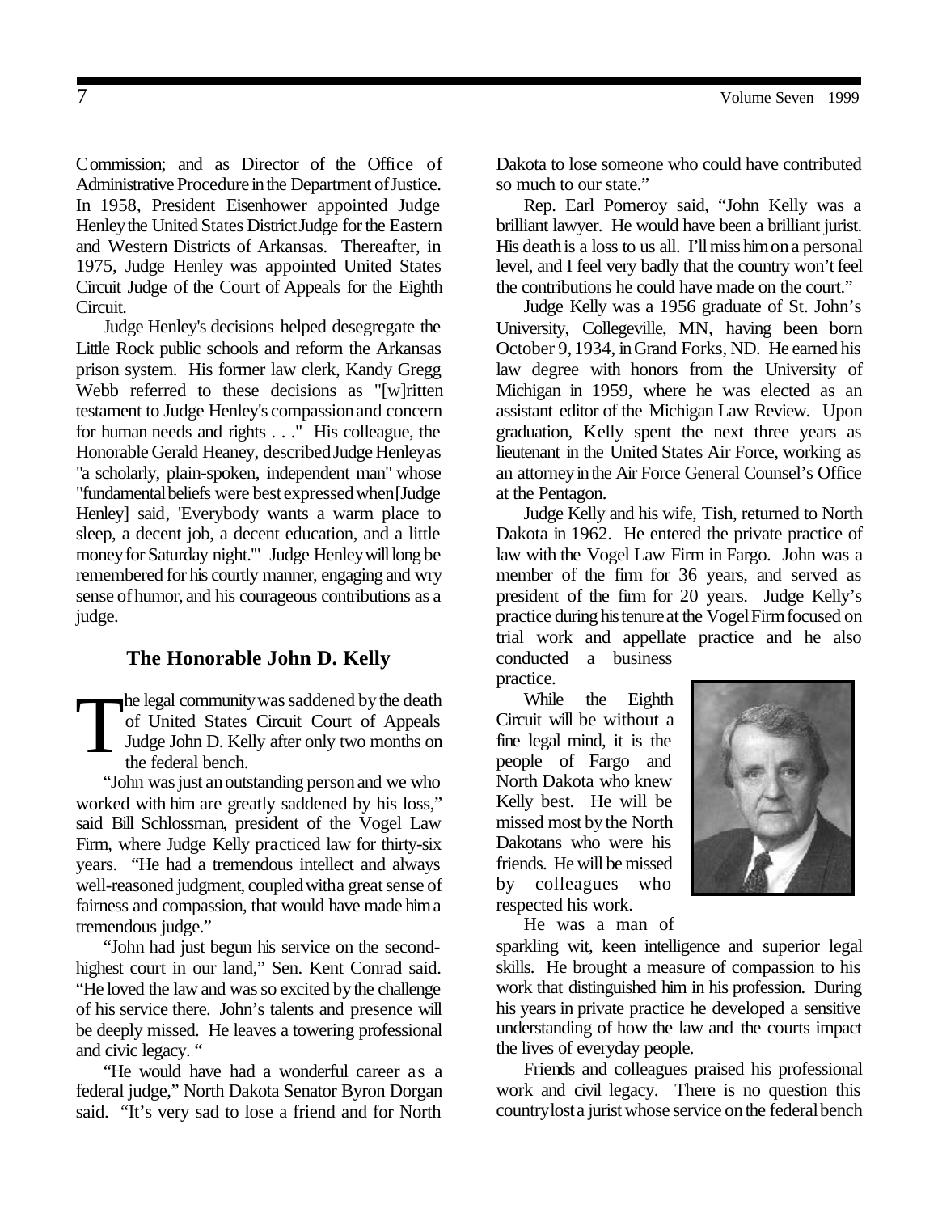Commission; and as Director of the Office of Administrative Procedure in the Department of Justice. In 1958, President Eisenhower appointed Judge Henley the United States District Judge for the Eastern and Western Districts of Arkansas. Thereafter, in 1975, Judge Henley was appointed United States Circuit Judge of the Court of Appeals for the Eighth Circuit.

Judge Henley's decisions helped desegregate the Little Rock public schools and reform the Arkansas prison system. His former law clerk, Kandy Gregg Webb referred to these decisions as "[w]ritten testament to Judge Henley's compassion and concern for human needs and rights . . ." His colleague, the Honorable Gerald Heaney, described Judge Henley as "a scholarly, plain-spoken, independent man" whose "fundamental beliefs were best expressed when [Judge Henley] said, 'Everybody wants a warm place to sleep, a decent job, a decent education, and a little money for Saturday night.'" Judge Henley will long be remembered for his courtly manner, engaging and wry sense of humor, and his courageous contributions as a judge.

## The Honorable John D. Kelly

The legal community was saddened by the death of United States Circuit Court of Appeals Judge John D. Kelly after only two months on the federal bench.

"John was just an outstanding person and we who worked with him are greatly saddened by his loss," said Bill Schlossman, president of the Vogel Law Firm, where Judge Kelly practiced law for thirty-six years. "He had a tremendous intellect and always well-reasoned judgment, coupled with a great sense of fairness and compassion, that would have made him a tremendous judge."

"John had just begun his service on the second-highest court in our land," Sen. Kent Conrad said. "He loved the law and was so excited by the challenge of his service there. John's talents and presence will be deeply missed. He leaves a towering professional and civic legacy. "

"He would have had a wonderful career as a federal judge," North Dakota Senator Byron Dorgan said. "It's very sad to lose a friend and for North Dakota to lose someone who could have contributed so much to our state."

Rep. Earl Pomeroy said, "John Kelly was a brilliant lawyer. He would have been a brilliant jurist. His death is a loss to us all. I'll miss him on a personal level, and I feel very badly that the country won't feel the contributions he could have made on the court."

Judge Kelly was a 1956 graduate of St. John's University, Collegeville, MN, having been born October 9, 1934, in Grand Forks, ND. He earned his law degree with honors from the University of Michigan in 1959, where he was elected as an assistant editor of the Michigan Law Review. Upon graduation, Kelly spent the next three years as lieutenant in the United States Air Force, working as an attorney in the Air Force General Counsel's Office at the Pentagon.

Judge Kelly and his wife, Tish, returned to North Dakota in 1962. He entered the private practice of law with the Vogel Law Firm in Fargo. John was a member of the firm for 36 years, and served as president of the firm for 20 years. Judge Kelly's practice during his tenure at the Vogel Firm focused on trial work and appellate practice and he also conducted a business practice.

While the Eighth Circuit will be without a fine legal mind, it is the people of Fargo and North Dakota who knew Kelly best. He will be missed most by the North Dakotans who were his friends. He will be missed by colleagues who respected his work.

He was a man of sparkling wit, keen intelligence and superior legal skills. He brought a measure of compassion to his work that distinguished him in his profession. During his years in private practice he developed a sensitive understanding of how the law and the courts impact the lives of everyday people.

Friends and colleagues praised his professional work and civil legacy. There is no question this country lost a jurist whose service on the federal bench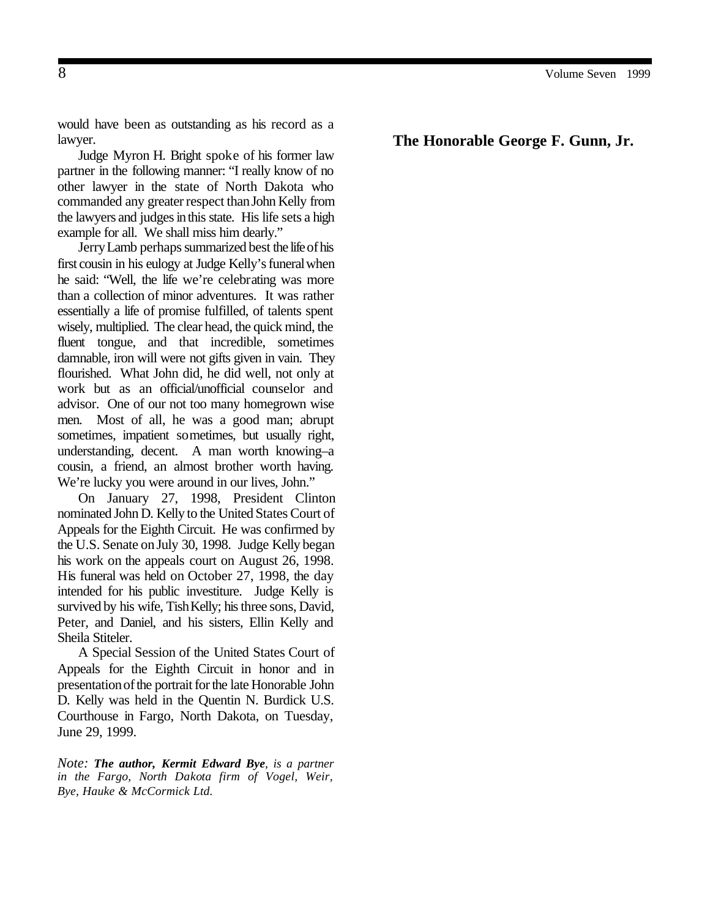would have been as outstanding as his record as a lawyer.

Judge Myron H. Bright spoke of his former law partner in the following manner: "I really know of no other lawyer in the state of North Dakota who commanded any greater respect than John Kelly from the lawyers and judges in this state. His life sets a high example for all. We shall miss him dearly."

Jerry Lamb perhaps summarized best the life of his first cousin in his eulogy at Judge Kelly's funeral when he said: "Well, the life we're celebrating was more than a collection of minor adventures. It was rather essentially a life of promise fulfilled, of talents spent wisely, multiplied. The clear head, the quick mind, the fluent tongue, and that incredible, sometimes damnable, iron will were not gifts given in vain. They flourished. What John did, he did well, not only at work but as an official/unofficial counselor and advisor. One of our not too many homegrown wise men. Most of all, he was a good man; abrupt sometimes, impatient sometimes, but usually right, understanding, decent. A man worth knowing–a cousin, a friend, an almost brother worth having. We're lucky you were around in our lives, John."

On January 27, 1998, President Clinton nominated John D. Kelly to the United States Court of Appeals for the Eighth Circuit. He was confirmed by the U.S. Senate on July 30, 1998. Judge Kelly began his work on the appeals court on August 26, 1998. His funeral was held on October 27, 1998, the day intended for his public investiture. Judge Kelly is survived by his wife, Tish Kelly; his three sons, David, Peter, and Daniel, and his sisters, Ellin Kelly and Sheila Stiteler.

A Special Session of the United States Court of Appeals for the Eighth Circuit in honor and in presentation of the portrait for the late Honorable John D. Kelly was held in the Quentin N. Burdick U.S. Courthouse in Fargo, North Dakota, on Tuesday, June 29, 1999.

*Note: **The author, Kermit Edward Bye**, is a partner in the Fargo, North Dakota firm of Vogel, Weir, Bye, Hauke & McCormick Ltd.*

## The Honorable George F. Gunn, Jr.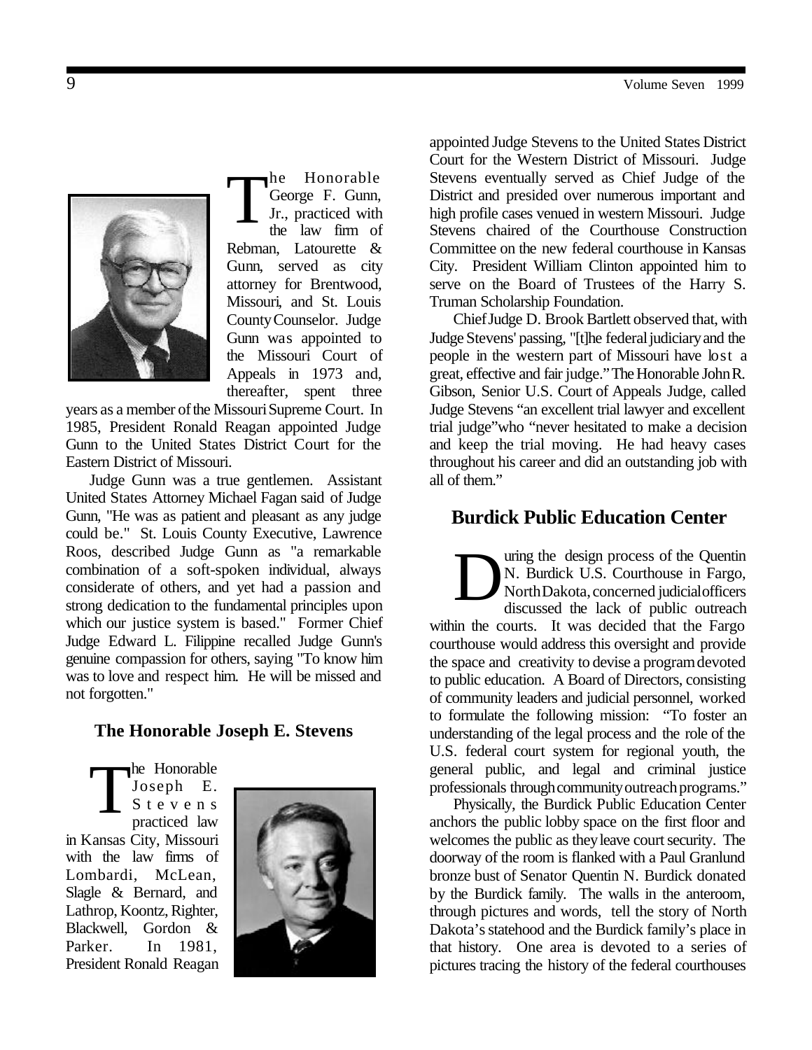The Honorable George F. Gunn, Jr., practiced with the law firm of Rebman, Latourette & Gunn, served as city attorney for Brentwood, Missouri, and St. Louis County Counselor. Judge Gunn was appointed to the Missouri Court of Appeals in 1973 and, thereafter, spent three years as a member of the Missouri Supreme Court. In 1985, President Ronald Reagan appointed Judge Gunn to the United States District Court for the Eastern District of Missouri.

Judge Gunn was a true gentlemen. Assistant United States Attorney Michael Fagan said of Judge Gunn, "He was as patient and pleasant as any judge could be." St. Louis County Executive, Lawrence Roos, described Judge Gunn as "a remarkable combination of a soft-spoken individual, always considerate of others, and yet had a passion and strong dedication to the fundamental principles upon which our justice system is based." Former Chief Judge Edward L. Filippine recalled Judge Gunn's genuine compassion for others, saying "To know him was to love and respect him. He will be missed and not forgotten."

### The Honorable Joseph E. Stevens

The Honorable Joseph E. Stevens practiced law in Kansas City, Missouri with the law firms of Lombardi, McLean, Slagle & Bernard, and Lathrop, Koontz, Righter, Blackwell, Gordon & Parker. In 1981, President Ronald Reagan appointed Judge Stevens to the United States District Court for the Western District of Missouri. Judge Stevens eventually served as Chief Judge of the District and presided over numerous important and high profile cases venued in western Missouri. Judge Stevens chaired of the Courthouse Construction Committee on the new federal courthouse in Kansas City. President William Clinton appointed him to serve on the Board of Trustees of the Harry S. Truman Scholarship Foundation.

Chief Judge D. Brook Bartlett observed that, with Judge Stevens' passing, "[t]he federal judiciary and the people in the western part of Missouri have lost a great, effective and fair judge." The Honorable John R. Gibson, Senior U.S. Court of Appeals Judge, called Judge Stevens "an excellent trial lawyer and excellent trial judge" who "never hesitated to make a decision and keep the trial moving. He had heavy cases throughout his career and did an outstanding job with all of them."

## Burdick Public Education Center

During the design process of the Quentin N. Burdick U.S. Courthouse in Fargo, North Dakota, concerned judicial officers discussed the lack of public outreach within the courts. It was decided that the Fargo courthouse would address this oversight and provide the space and creativity to devise a program devoted to public education. A Board of Directors, consisting of community leaders and judicial personnel, worked to formulate the following mission: "To foster an understanding of the legal process and the role of the U.S. federal court system for regional youth, the general public, and legal and criminal justice professionals through community outreach programs."

Physically, the Burdick Public Education Center anchors the public lobby space on the first floor and welcomes the public as they leave court security. The doorway of the room is flanked with a Paul Granlund bronze bust of Senator Quentin N. Burdick donated by the Burdick family. The walls in the anteroom, through pictures and words, tell the story of North Dakota's statehood and the Burdick family's place in that history. One area is devoted to a series of pictures tracing the history of the federal courthouses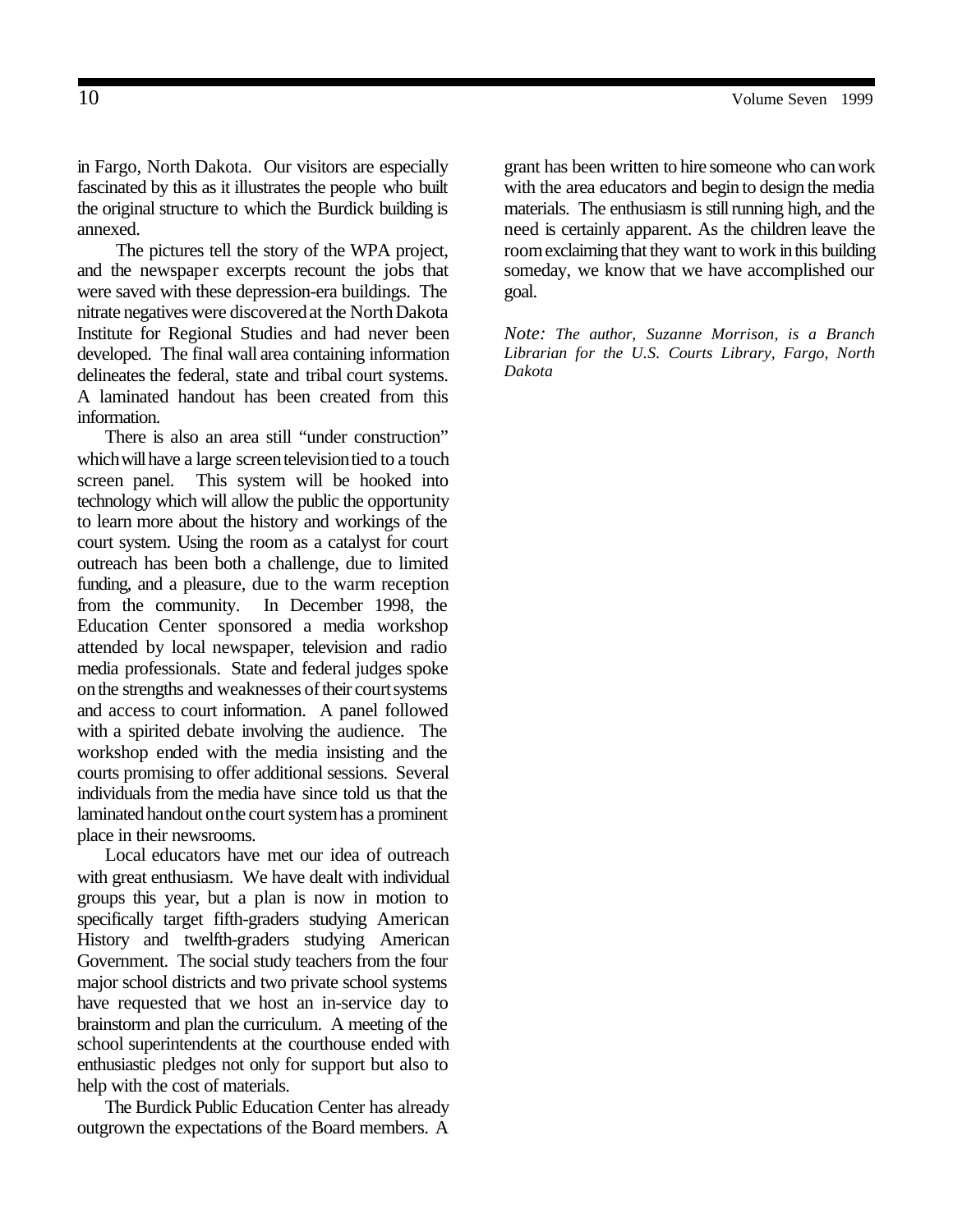in Fargo, North Dakota. Our visitors are especially fascinated by this as it illustrates the people who built the original structure to which the Burdick building is annexed.

The pictures tell the story of the WPA project, and the newspaper excerpts recount the jobs that were saved with these depression-era buildings. The nitrate negatives were discovered at the North Dakota Institute for Regional Studies and had never been developed. The final wall area containing information delineates the federal, state and tribal court systems. A laminated handout has been created from this information.

There is also an area still "under construction" which will have a large screen television tied to a touch screen panel. This system will be hooked into technology which will allow the public the opportunity to learn more about the history and workings of the court system. Using the room as a catalyst for court outreach has been both a challenge, due to limited funding, and a pleasure, due to the warm reception from the community. In December 1998, the Education Center sponsored a media workshop attended by local newspaper, television and radio media professionals. State and federal judges spoke on the strengths and weaknesses of their court systems and access to court information. A panel followed with a spirited debate involving the audience. The workshop ended with the media insisting and the courts promising to offer additional sessions. Several individuals from the media have since told us that the laminated handout on the court system has a prominent place in their newsrooms.

Local educators have met our idea of outreach with great enthusiasm. We have dealt with individual groups this year, but a plan is now in motion to specifically target fifth-graders studying American History and twelfth-graders studying American Government. The social study teachers from the four major school districts and two private school systems have requested that we host an in-service day to brainstorm and plan the curriculum. A meeting of the school superintendents at the courthouse ended with enthusiastic pledges not only for support but also to help with the cost of materials.

The Burdick Public Education Center has already outgrown the expectations of the Board members. A grant has been written to hire someone who can work with the area educators and begin to design the media materials. The enthusiasm is still running high, and the need is certainly apparent. As the children leave the room exclaiming that they want to work in this building someday, we know that we have accomplished our goal.

*Note: The author, Suzanne Morrison, is a Branch Librarian for the U.S. Courts Library, Fargo, North Dakota*